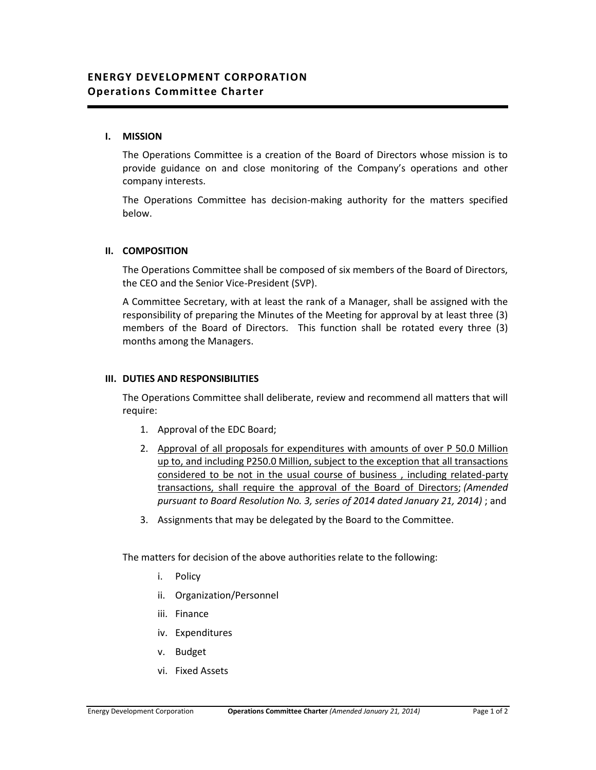# ENERGY DEVELOPMENT CORPORATION
## Operations Committee Charter

### I. MISSION

The Operations Committee is a creation of the Board of Directors whose mission is to provide guidance on and close monitoring of the Company's operations and other company interests.

The Operations Committee has decision-making authority for the matters specified below.

### II. COMPOSITION

The Operations Committee shall be composed of six members of the Board of Directors, the CEO and the Senior Vice-President (SVP).

A Committee Secretary, with at least the rank of a Manager, shall be assigned with the responsibility of preparing the Minutes of the Meeting for approval by at least three (3) members of the Board of Directors. This function shall be rotated every three (3) months among the Managers.

### III. DUTIES AND RESPONSIBILITIES

The Operations Committee shall deliberate, review and recommend all matters that will require:

1. Approval of the EDC Board;
2. <u>Approval of all proposals for expenditures with amounts of over P 50.0 Million up to, and including P250.0 Million, subject to the exception that all transactions considered to be not in the usual course of business , including related-party transactions, shall require the approval of the Board of Directors</u>; *(Amended pursuant to Board Resolution No. 3, series of 2014 dated January 21, 2014)* ; and
3. Assignments that may be delegated by the Board to the Committee.

The matters for decision of the above authorities relate to the following:

- i. Policy
- ii. Organization/Personnel
- iii. Finance
- iv. Expenditures
- v. Budget
- vi. Fixed Assets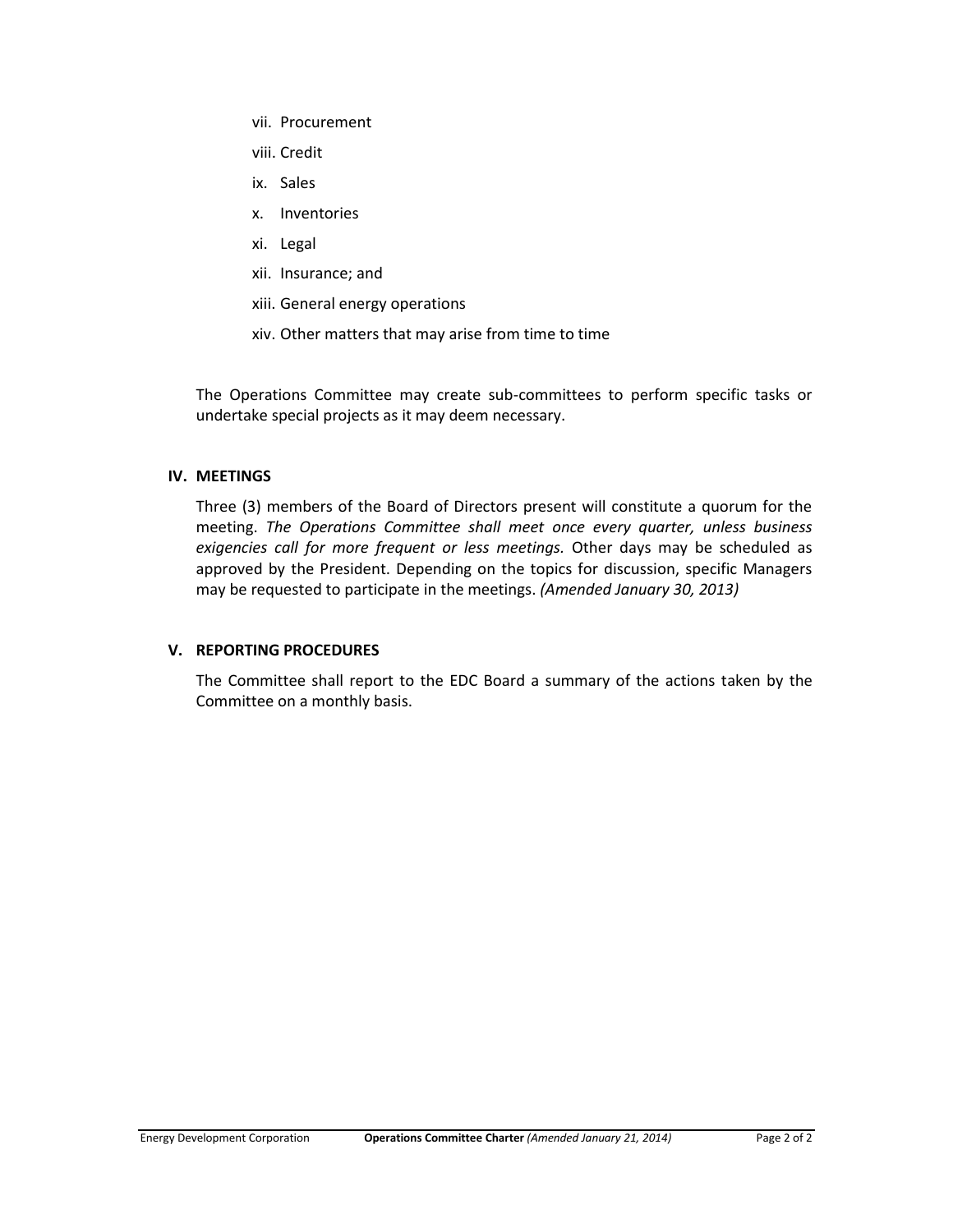vii. Procurement

viii. Credit

ix. Sales

x. Inventories

xi. Legal

xii. Insurance; and

xiii. General energy operations

xiv. Other matters that may arise from time to time

The Operations Committee may create sub-committees to perform specific tasks or undertake special projects as it may deem necessary.

## IV. MEETINGS

Three (3) members of the Board of Directors present will constitute a quorum for the meeting. *The Operations Committee shall meet once every quarter, unless business exigencies call for more frequent or less meetings.* Other days may be scheduled as approved by the President. Depending on the topics for discussion, specific Managers may be requested to participate in the meetings. *(Amended January 30, 2013)*

## V. REPORTING PROCEDURES

The Committee shall report to the EDC Board a summary of the actions taken by the Committee on a monthly basis.